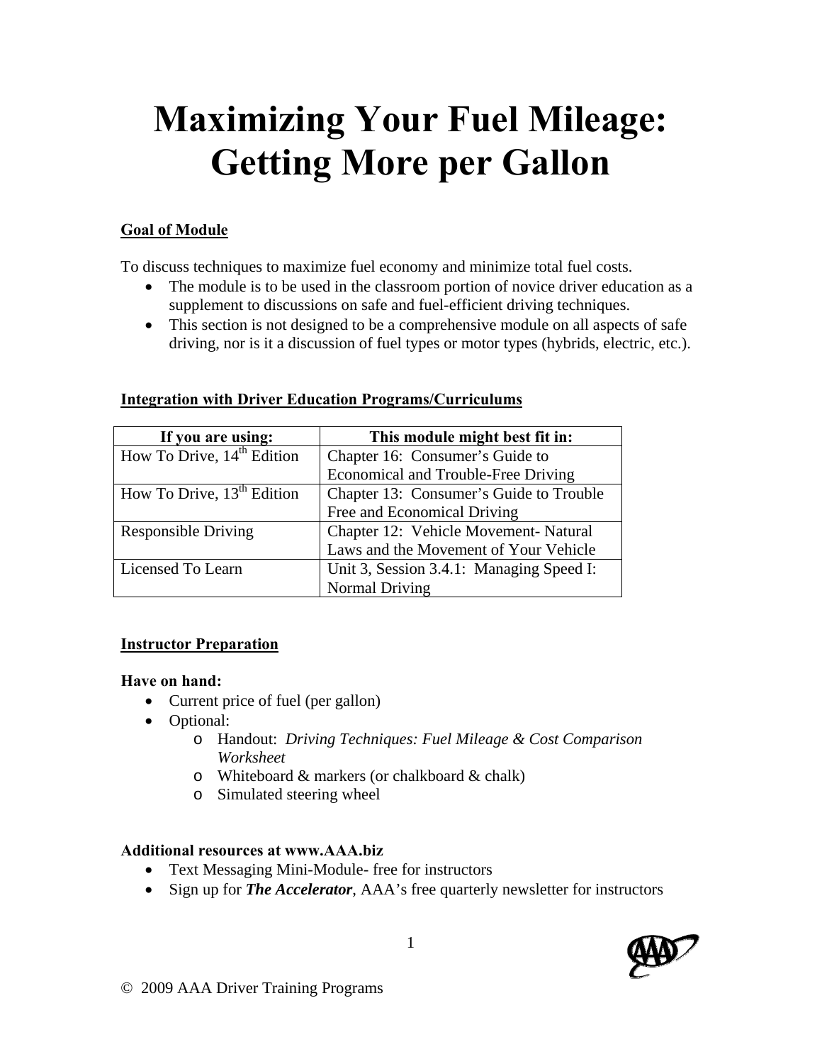# Maximizing Your Fuel Mileage: Getting More per Gallon

**Goal of Module**

To discuss techniques to maximize fuel economy and minimize total fuel costs.

- The module is to be used in the classroom portion of novice driver education as a supplement to discussions on safe and fuel-efficient driving techniques.
- This section is not designed to be a comprehensive module on all aspects of safe driving, nor is it a discussion of fuel types or motor types (hybrids, electric, etc.).

**Integration with Driver Education Programs/Curriculums**

| If you are using: | This module might best fit in: |
|---|---|
| How To Drive, 14th Edition | Chapter 16: Consumer's Guide to Economical and Trouble-Free Driving |
| How To Drive, 13th Edition | Chapter 13: Consumer's Guide to Trouble Free and Economical Driving |
| Responsible Driving | Chapter 12: Vehicle Movement- Natural Laws and the Movement of Your Vehicle |
| Licensed To Learn | Unit 3, Session 3.4.1: Managing Speed I: Normal Driving |

**Instructor Preparation**

**Have on hand:**

- Current price of fuel (per gallon)
- Optional:
  - Handout: *Driving Techniques: Fuel Mileage & Cost Comparison Worksheet*
  - Whiteboard & markers (or chalkboard & chalk)
  - Simulated steering wheel

**Additional resources at www.AAA.biz**

- Text Messaging Mini-Module- free for instructors
- Sign up for ***The Accelerator***, AAA's free quarterly newsletter for instructors

© 2009 AAA Driver Training Programs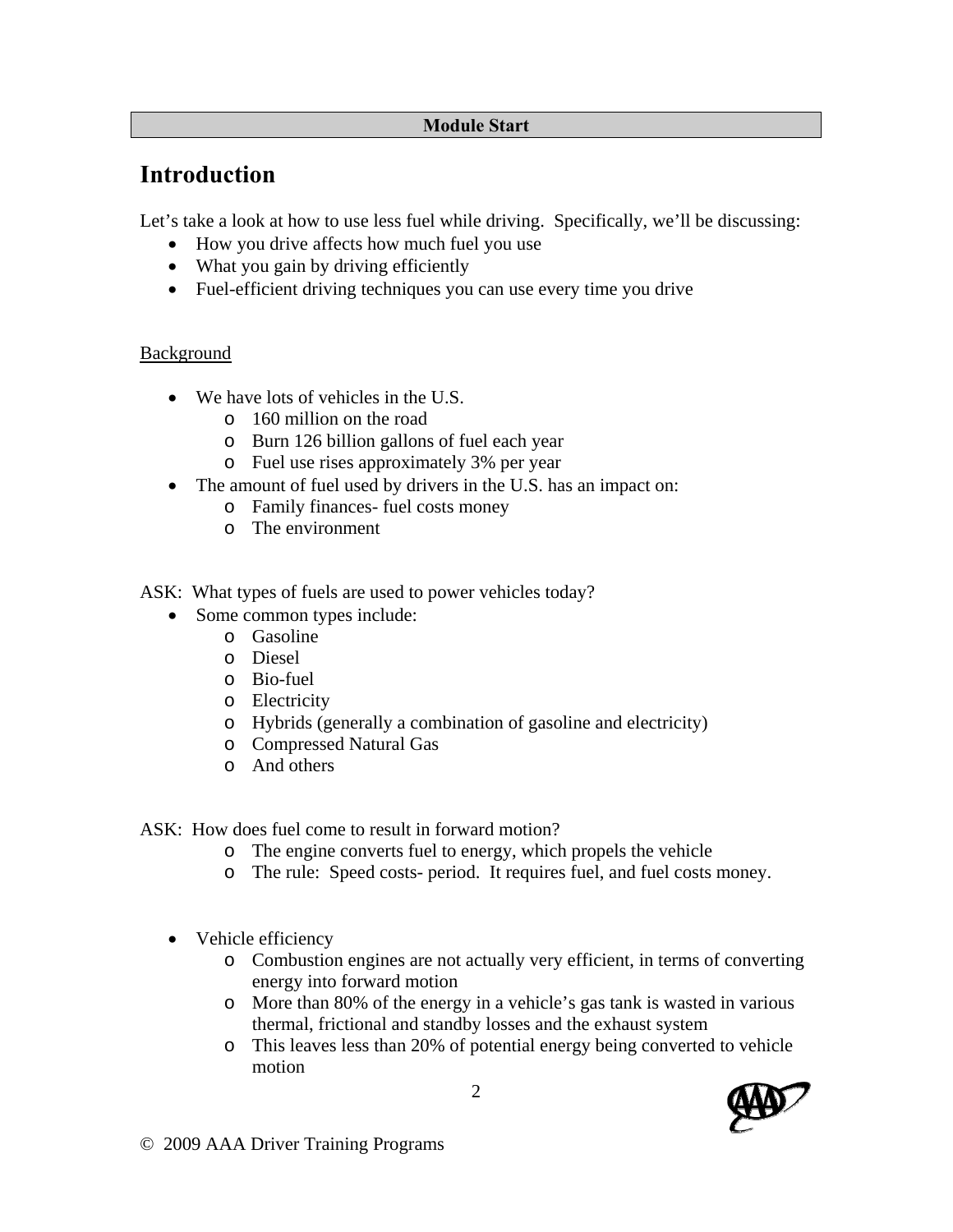**Module Start**

# Introduction

Let's take a look at how to use less fuel while driving. Specifically, we'll be discussing:

- How you drive affects how much fuel you use
- What you gain by driving efficiently
- Fuel-efficient driving techniques you can use every time you drive

<u>Background</u>

- We have lots of vehicles in the U.S.
    - 160 million on the road
    - Burn 126 billion gallons of fuel each year
    - Fuel use rises approximately 3% per year
- The amount of fuel used by drivers in the U.S. has an impact on:
    - Family finances- fuel costs money
    - The environment

ASK: What types of fuels are used to power vehicles today?

- Some common types include:
    - Gasoline
    - Diesel
    - Bio-fuel
    - Electricity
    - Hybrids (generally a combination of gasoline and electricity)
    - Compressed Natural Gas
    - And others

ASK: How does fuel come to result in forward motion?

- The engine converts fuel to energy, which propels the vehicle
- The rule: Speed costs- period. It requires fuel, and fuel costs money.

- Vehicle efficiency
    - Combustion engines are not actually very efficient, in terms of converting energy into forward motion
    - More than 80% of the energy in a vehicle's gas tank is wasted in various thermal, frictional and standby losses and the exhaust system
    - This leaves less than 20% of potential energy being converted to vehicle motion

© 2009 AAA Driver Training Programs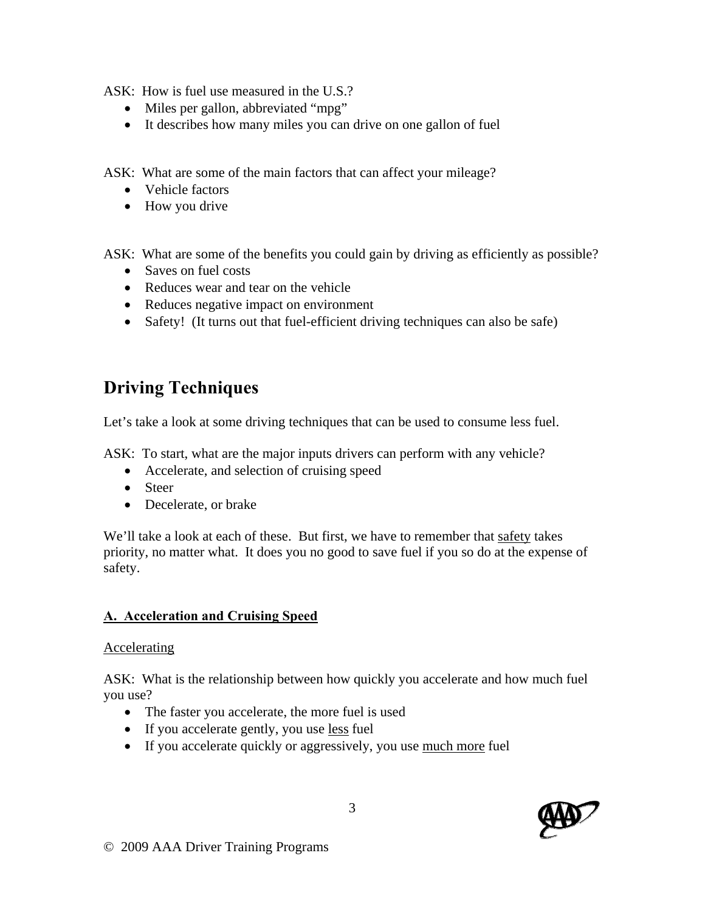ASK: How is fuel use measured in the U.S.?

- Miles per gallon, abbreviated "mpg"
- It describes how many miles you can drive on one gallon of fuel

ASK: What are some of the main factors that can affect your mileage?

- Vehicle factors
- How you drive

ASK: What are some of the benefits you could gain by driving as efficiently as possible?

- Saves on fuel costs
- Reduces wear and tear on the vehicle
- Reduces negative impact on environment
- Safety! (It turns out that fuel-efficient driving techniques can also be safe)

## Driving Techniques

Let's take a look at some driving techniques that can be used to consume less fuel.

ASK: To start, what are the major inputs drivers can perform with any vehicle?

- Accelerate, and selection of cruising speed
- Steer
- Decelerate, or brake

We'll take a look at each of these. But first, we have to remember that <u>safety</u> takes priority, no matter what. It does you no good to save fuel if you so do at the expense of safety.

### <u>A. Acceleration and Cruising Speed</u>

<u>Accelerating</u>

ASK: What is the relationship between how quickly you accelerate and how much fuel you use?

- The faster you accelerate, the more fuel is used
- If you accelerate gently, you use <u>less</u> fuel
- If you accelerate quickly or aggressively, you use <u>much more</u> fuel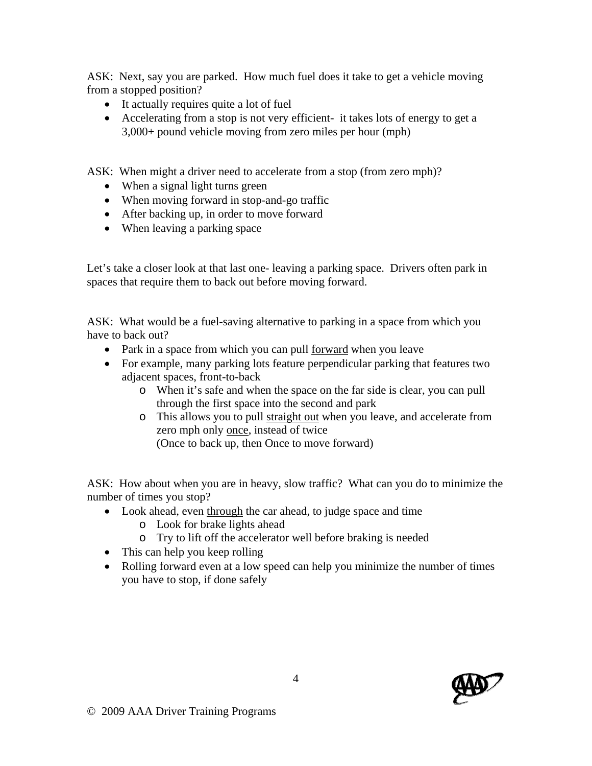ASK: Next, say you are parked. How much fuel does it take to get a vehicle moving from a stopped position?

- It actually requires quite a lot of fuel
- Accelerating from a stop is not very efficient- it takes lots of energy to get a 3,000+ pound vehicle moving from zero miles per hour (mph)

ASK: When might a driver need to accelerate from a stop (from zero mph)?

- When a signal light turns green
- When moving forward in stop-and-go traffic
- After backing up, in order to move forward
- When leaving a parking space

Let's take a closer look at that last one- leaving a parking space. Drivers often park in spaces that require them to back out before moving forward.

ASK: What would be a fuel-saving alternative to parking in a space from which you have to back out?

- Park in a space from which you can pull <u>forward</u> when you leave
- For example, many parking lots feature perpendicular parking that features two adjacent spaces, front-to-back
  - When it's safe and when the space on the far side is clear, you can pull through the first space into the second and park
  - This allows you to pull <u>straight out</u> when you leave, and accelerate from zero mph only <u>once</u>, instead of twice
    (Once to back up, then Once to move forward)

ASK: How about when you are in heavy, slow traffic? What can you do to minimize the number of times you stop?

- Look ahead, even <u>through</u> the car ahead, to judge space and time
  - Look for brake lights ahead
  - Try to lift off the accelerator well before braking is needed
- This can help you keep rolling
- Rolling forward even at a low speed can help you minimize the number of times you have to stop, if done safely

© 2009 AAA Driver Training Programs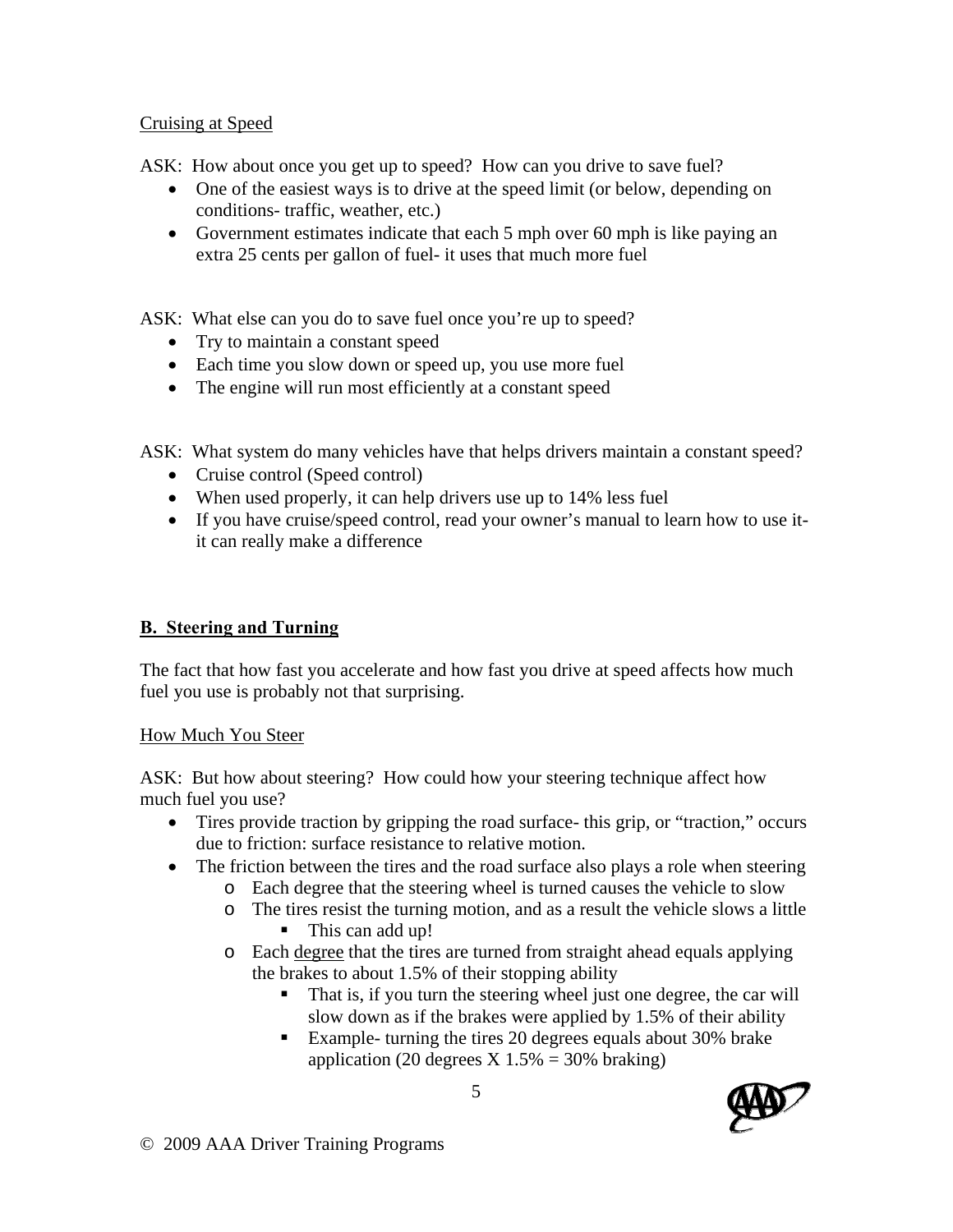Cruising at Speed

ASK: How about once you get up to speed? How can you drive to save fuel?

- One of the easiest ways is to drive at the speed limit (or below, depending on conditions- traffic, weather, etc.)
- Government estimates indicate that each 5 mph over 60 mph is like paying an extra 25 cents per gallon of fuel- it uses that much more fuel

ASK: What else can you do to save fuel once you're up to speed?

- Try to maintain a constant speed
- Each time you slow down or speed up, you use more fuel
- The engine will run most efficiently at a constant speed

ASK: What system do many vehicles have that helps drivers maintain a constant speed?

- Cruise control (Speed control)
- When used properly, it can help drivers use up to 14% less fuel
- If you have cruise/speed control, read your owner's manual to learn how to use it- it can really make a difference

## B. Steering and Turning

The fact that how fast you accelerate and how fast you drive at speed affects how much fuel you use is probably not that surprising.

How Much You Steer

ASK: But how about steering? How could how your steering technique affect how much fuel you use?

- Tires provide traction by gripping the road surface- this grip, or "traction," occurs due to friction: surface resistance to relative motion.
- The friction between the tires and the road surface also plays a role when steering
  - Each degree that the steering wheel is turned causes the vehicle to slow
  - The tires resist the turning motion, and as a result the vehicle slows a little
    - This can add up!
  - Each degree that the tires are turned from straight ahead equals applying the brakes to about 1.5% of their stopping ability
    - That is, if you turn the steering wheel just one degree, the car will slow down as if the brakes were applied by 1.5% of their ability
    - Example- turning the tires 20 degrees equals about 30% brake application (20 degrees X 1.5% = 30% braking)

© 2009 AAA Driver Training Programs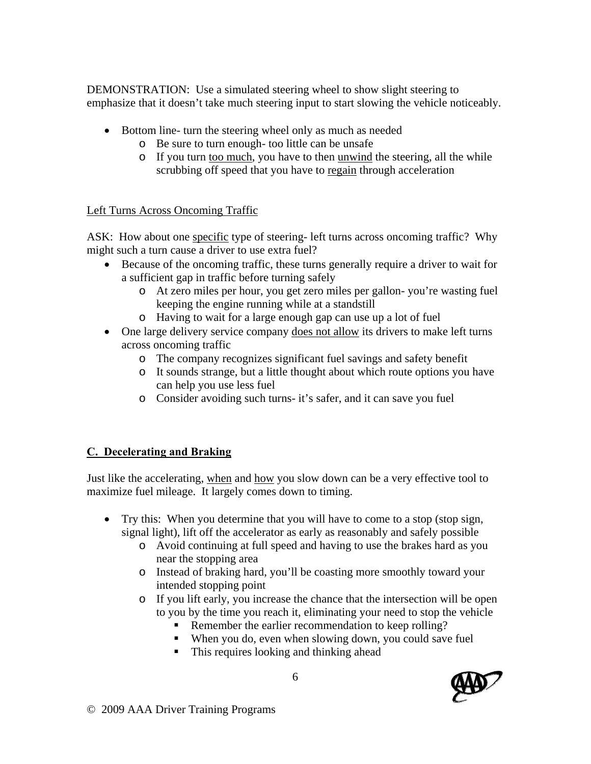DEMONSTRATION: Use a simulated steering wheel to show slight steering to emphasize that it doesn't take much steering input to start slowing the vehicle noticeably.

- Bottom line- turn the steering wheel only as much as needed
  - Be sure to turn enough- too little can be unsafe
  - If you turn <u>too much</u>, you have to then <u>unwind</u> the steering, all the while scrubbing off speed that you have to <u>regain</u> through acceleration

<u>Left Turns Across Oncoming Traffic</u>

ASK: How about one <u>specific</u> type of steering- left turns across oncoming traffic? Why might such a turn cause a driver to use extra fuel?

- Because of the oncoming traffic, these turns generally require a driver to wait for a sufficient gap in traffic before turning safely
  - At zero miles per hour, you get zero miles per gallon- you're wasting fuel keeping the engine running while at a standstill
  - Having to wait for a large enough gap can use up a lot of fuel
- One large delivery service company <u>does not allow</u> its drivers to make left turns across oncoming traffic
  - The company recognizes significant fuel savings and safety benefit
  - It sounds strange, but a little thought about which route options you have can help you use less fuel
  - Consider avoiding such turns- it's safer, and it can save you fuel

## C. Decelerating and Braking

Just like the accelerating, <u>when</u> and <u>how</u> you slow down can be a very effective tool to maximize fuel mileage. It largely comes down to timing.

- Try this: When you determine that you will have to come to a stop (stop sign, signal light), lift off the accelerator as early as reasonably and safely possible
  - Avoid continuing at full speed and having to use the brakes hard as you near the stopping area
  - Instead of braking hard, you'll be coasting more smoothly toward your intended stopping point
  - If you lift early, you increase the chance that the intersection will be open to you by the time you reach it, eliminating your need to stop the vehicle
    - Remember the earlier recommendation to keep rolling?
    - When you do, even when slowing down, you could save fuel
    - This requires looking and thinking ahead

© 2009 AAA Driver Training Programs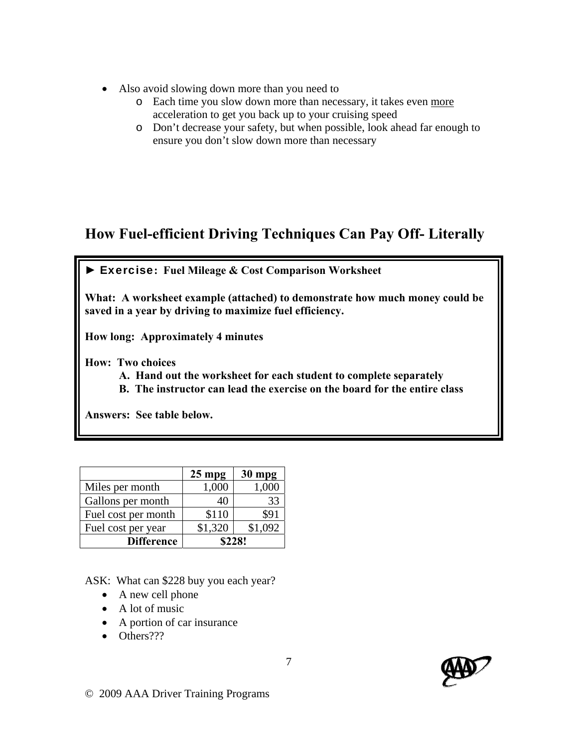- Also avoid slowing down more than you need to
  - Each time you slow down more than necessary, it takes even <u>more</u> acceleration to get you back up to your cruising speed
  - Don't decrease your safety, but when possible, look ahead far enough to ensure you don't slow down more than necessary

## How Fuel-efficient Driving Techniques Can Pay Off- Literally

► **Exercise: Fuel Mileage & Cost Comparison Worksheet**

**What: A worksheet example (attached) to demonstrate how much money could be saved in a year by driving to maximize fuel efficiency.**

**How long: Approximately 4 minutes**

**How: Two choices**

**A. Hand out the worksheet for each student to complete separately**

**B. The instructor can lead the exercise on the board for the entire class**

**Answers: See table below.**

| | 25 mpg | 30 mpg |
|---|---|---|
| Miles per month | 1,000 | 1,000 |
| Gallons per month | 40 | 33 |
| Fuel cost per month | $110 | $91 |
| Fuel cost per year | $1,320 | $1,092 |
| **Difference** | **$228!** | |

ASK: What can $228 buy you each year?

- A new cell phone
- A lot of music
- A portion of car insurance
- Others???

© 2009 AAA Driver Training Programs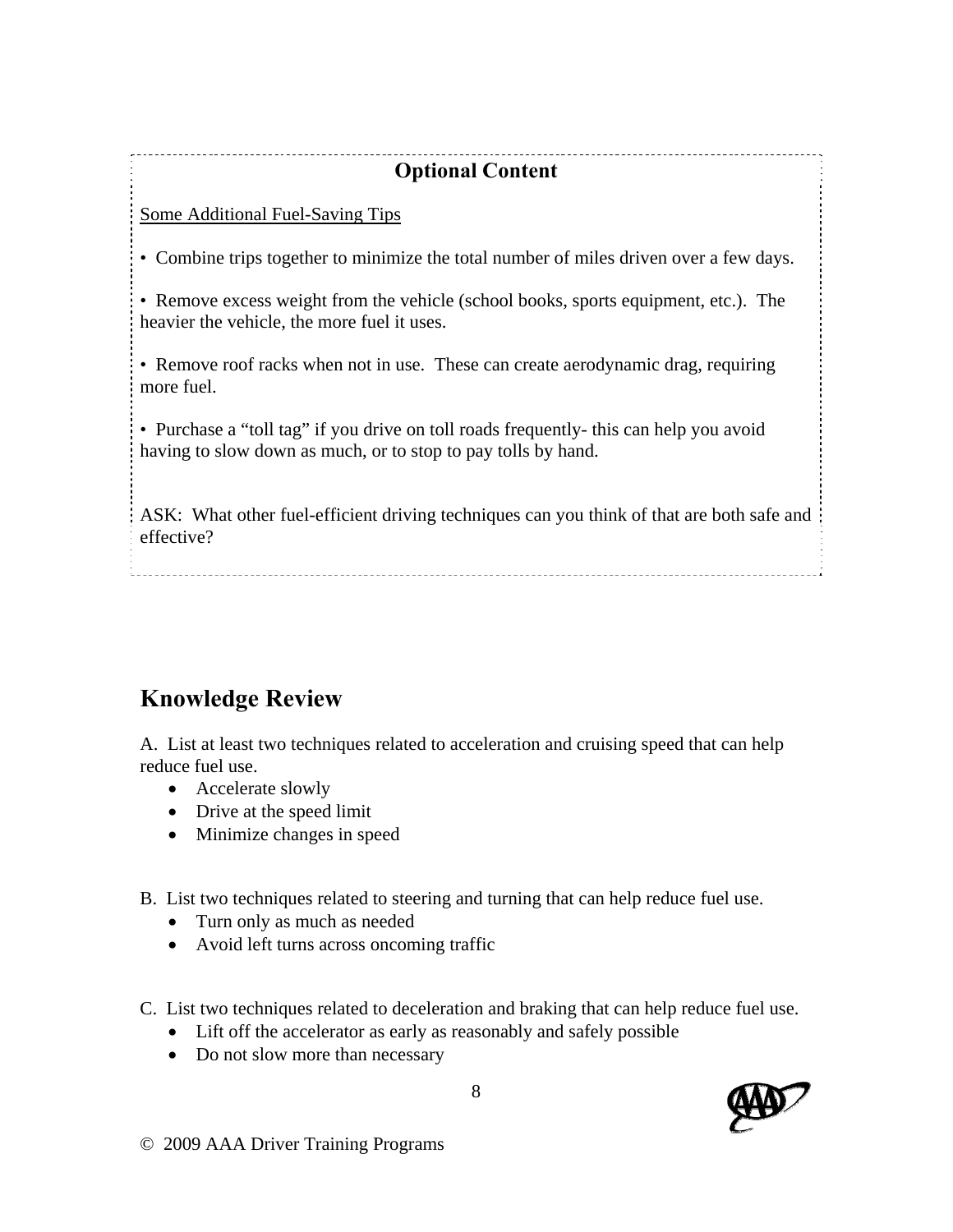**Optional Content**

Some Additional Fuel-Saving Tips

• Combine trips together to minimize the total number of miles driven over a few days.

• Remove excess weight from the vehicle (school books, sports equipment, etc.). The heavier the vehicle, the more fuel it uses.

• Remove roof racks when not in use. These can create aerodynamic drag, requiring more fuel.

• Purchase a "toll tag" if you drive on toll roads frequently- this can help you avoid having to slow down as much, or to stop to pay tolls by hand.

ASK: What other fuel-efficient driving techniques can you think of that are both safe and effective?

## Knowledge Review

A. List at least two techniques related to acceleration and cruising speed that can help reduce fuel use.

- Accelerate slowly
- Drive at the speed limit
- Minimize changes in speed

B. List two techniques related to steering and turning that can help reduce fuel use.

- Turn only as much as needed
- Avoid left turns across oncoming traffic

C. List two techniques related to deceleration and braking that can help reduce fuel use.

- Lift off the accelerator as early as reasonably and safely possible
- Do not slow more than necessary

© 2009 AAA Driver Training Programs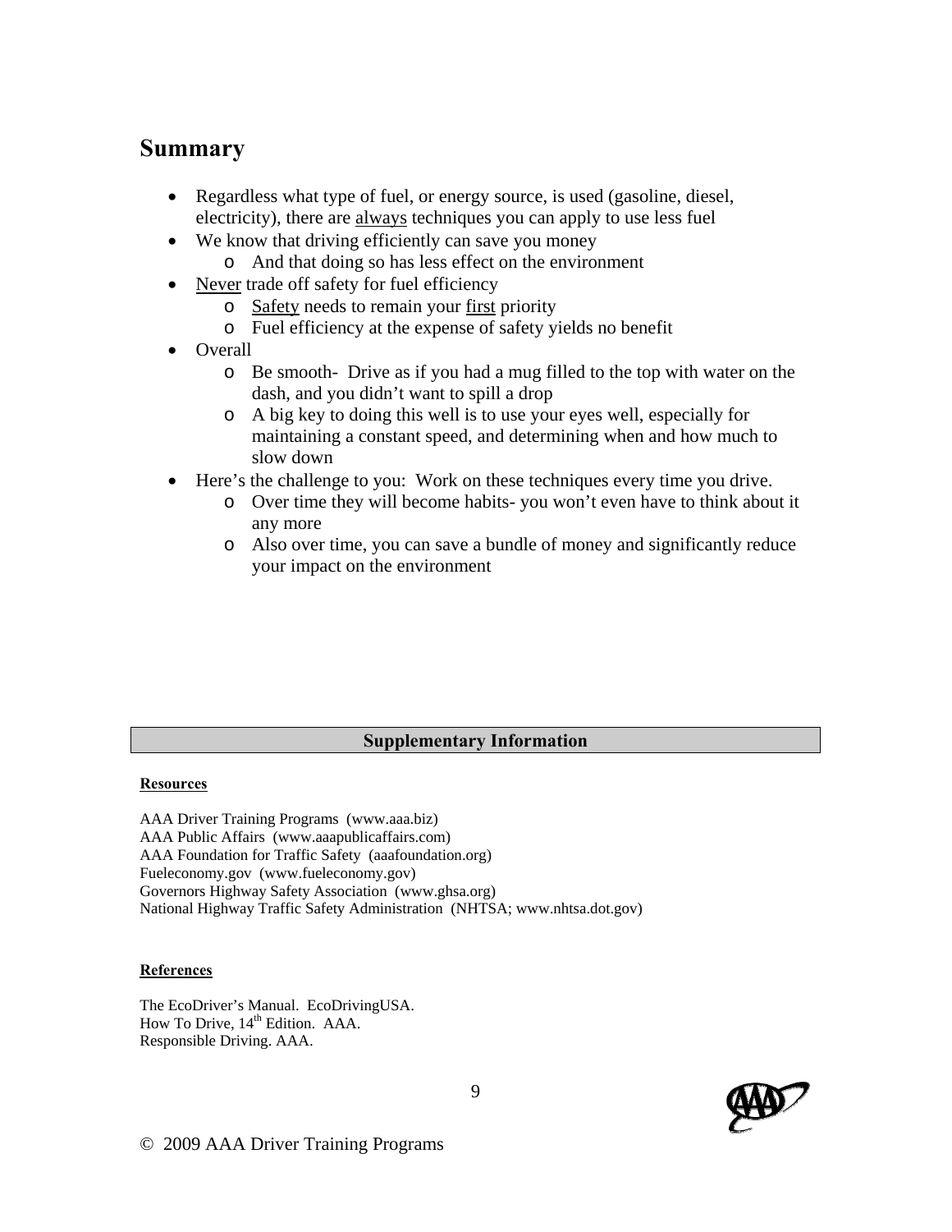## Summary

- Regardless what type of fuel, or energy source, is used (gasoline, diesel, electricity), there are <u>always</u> techniques you can apply to use less fuel
- We know that driving efficiently can save you money
  - And that doing so has less effect on the environment
- <u>Never</u> trade off safety for fuel efficiency
  - <u>Safety</u> needs to remain your <u>first</u> priority
  - Fuel efficiency at the expense of safety yields no benefit
- Overall
  - Be smooth- Drive as if you had a mug filled to the top with water on the dash, and you didn't want to spill a drop
  - A big key to doing this well is to use your eyes well, especially for maintaining a constant speed, and determining when and how much to slow down
- Here's the challenge to you: Work on these techniques every time you drive.
  - Over time they will become habits- you won't even have to think about it any more
  - Also over time, you can save a bundle of money and significantly reduce your impact on the environment

### Supplementary Information

**<u>Resources</u>**

AAA Driver Training Programs (www.aaa.biz)
AAA Public Affairs (www.aaapublicaffairs.com)
AAA Foundation for Traffic Safety (aaafoundation.org)
Fueleconomy.gov (www.fueleconomy.gov)
Governors Highway Safety Association (www.ghsa.org)
National Highway Traffic Safety Administration (NHTSA; www.nhtsa.dot.gov)

**<u>References</u>**

The EcoDriver's Manual. EcoDrivingUSA.
How To Drive, 14th Edition. AAA.
Responsible Driving. AAA.

© 2009 AAA Driver Training Programs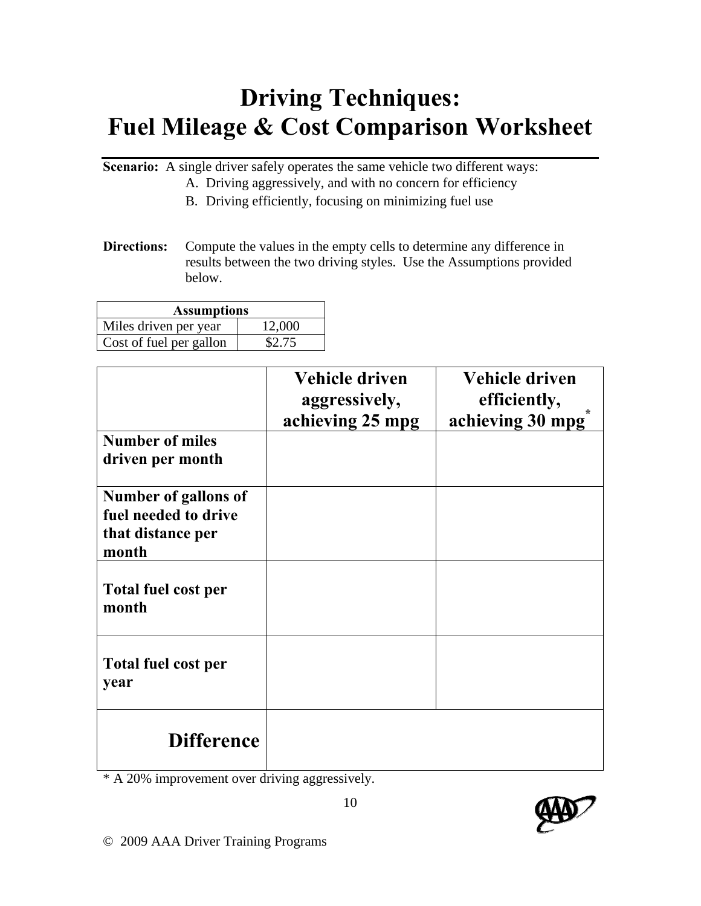# Driving Techniques: Fuel Mileage & Cost Comparison Worksheet

**Scenario:** A single driver safely operates the same vehicle two different ways:

A. Driving aggressively, and with no concern for efficiency
B. Driving efficiently, focusing on minimizing fuel use

**Directions:** Compute the values in the empty cells to determine any difference in results between the two driving styles. Use the Assumptions provided below.

| Assumptions | |
|---|---|
| Miles driven per year | 12,000 |
| Cost of fuel per gallon | $2.75 |

| | Vehicle driven aggressively, achieving 25 mpg | Vehicle driven efficiently, achieving 30 mpg* |
|---|---|---|
| **Number of miles driven per month** | | |
| **Number of gallons of fuel needed to drive that distance per month** | | |
| **Total fuel cost per month** | | |
| **Total fuel cost per year** | | |
| **Difference** | | |

\* A 20% improvement over driving aggressively.

© 2009 AAA Driver Training Programs